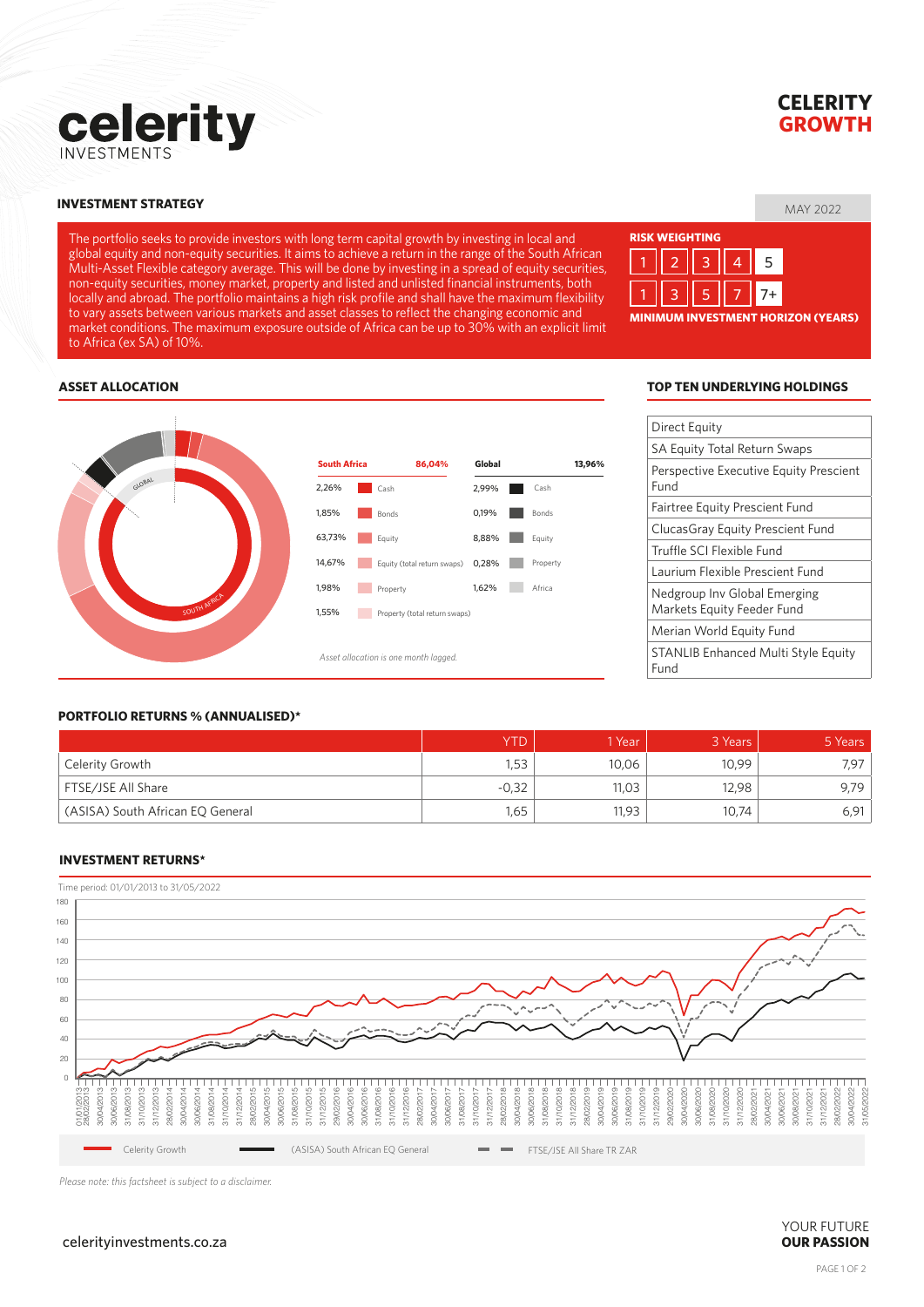# CELERITY GROWTH

celerity INVESTMENTS

MAY 2022

## INVESTMENT STRATEGY

The portfolio seeks to provide investors with long term capital growth by investing in local and global equity and non-equity securities. It aims to achieve a return in the range of the South African Multi-Asset Flexible category average. This will be done by investing in a spread of equity securities, non-equity securities, money market, property and listed and unlisted financial instruments, both locally and abroad. The portfolio maintains a high risk profile and shall have the maximum flexibility to vary assets between various markets and asset classes to reflect the changing economic and market conditions. The maximum exposure outside of Africa can be up to 30% with an explicit limit to Africa (ex SA) of 10%.

**RISK WEIGHTING**

1 | 2 | 3 | 4 | **5**

1 | 3 | 5 | 7 | **7+**

**MINIMUM INVESTMENT HORIZON (YEARS)**

## ASSET ALLOCATION

| South Africa | 86,04% |
|---|---|
| 2,26% | Cash |
| 1,85% | Bonds |
| 63,73% | Equity |
| 14,67% | Equity (total return swaps) |
| 1,98% | Property |
| 1,55% | Property (total return swaps) |

| Global | 13,96% |
|---|---|
| 2,99% | Cash |
| 0,19% | Bonds |
| 8,88% | Equity |
| 0,28% | Property |
| 1,62% | Africa |

*Asset allocation is one month lagged.*

## TOP TEN UNDERLYING HOLDINGS

- Direct Equity
- SA Equity Total Return Swaps
- Perspective Executive Equity Prescient Fund
- Fairtree Equity Prescient Fund
- ClucasGray Equity Prescient Fund
- Truffle SCI Flexible Fund
- Laurium Flexible Prescient Fund
- Nedgroup Inv Global Emerging Markets Equity Feeder Fund
- Merian World Equity Fund
- STANLIB Enhanced Multi Style Equity Fund

## PORTFOLIO RETURNS % (ANNUALISED)*

| | YTD | 1 Year | 3 Years | 5 Years |
|---|---|---|---|---|
| Celerity Growth | 1,53 | 10,06 | 10,99 | 7,97 |
| FTSE/JSE All Share | -0,32 | 11,03 | 12,98 | 9,79 |
| (ASISA) South African EQ General | 1,65 | 11,93 | 10,74 | 6,91 |

## INVESTMENT RETURNS*

Time period: 01/01/2013 to 31/05/2022

Legend: Celerity Growth; (ASISA) South African EQ General; FTSE/JSE All Share TR ZAR

*Please note: this factsheet is subject to a disclaimer.*

celerityinvestments.co.za

YOUR FUTURE **OUR PASSION**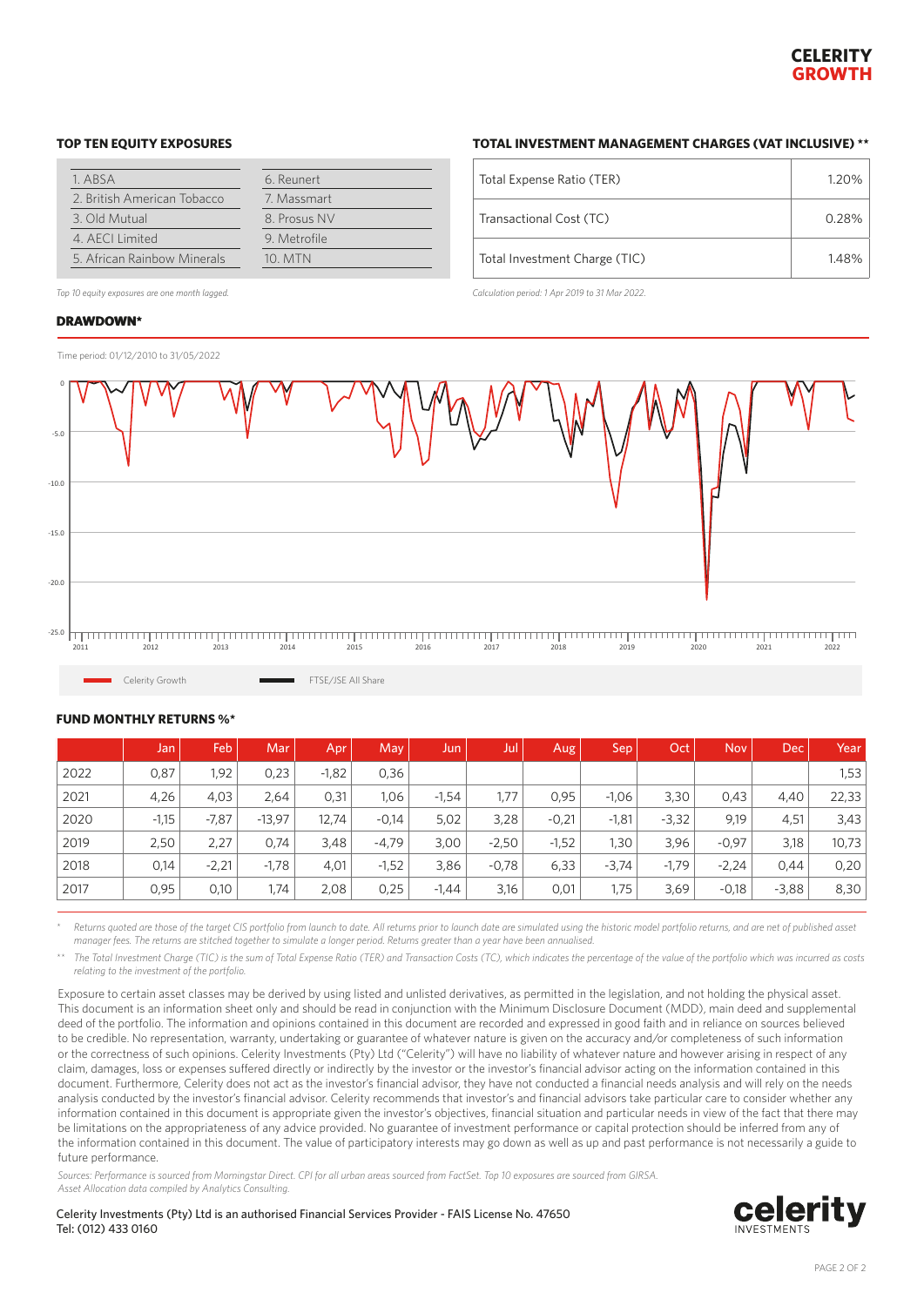**CELERITY GROWTH**

## TOP TEN EQUITY EXPOSURES

| | |
|---|---|
| 1. ABSA | 6. Reunert |
| 2. British American Tobacco | 7. Massmart |
| 3. Old Mutual | 8. Prosus NV |
| 4. AECI Limited | 9. Metrofile |
| 5. African Rainbow Minerals | 10. MTN |

*Top 10 equity exposures are one month lagged.*

## TOTAL INVESTMENT MANAGEMENT CHARGES (VAT INCLUSIVE) **

| | |
|---|---|
| Total Expense Ratio (TER) | 1.20% |
| Transactional Cost (TC) | 0.28% |
| Total Investment Charge (TIC) | 1.48% |

*Calculation period: 1 Apr 2019 to 31 Mar 2022.*

## DRAWDOWN*

Time period: 01/12/2010 to 31/05/2022

0
-5.0
-10.0
-15.0
-20.0
-25.0

2011 2012 2013 2014 2015 2016 2017 2018 2019 2020 2021 2022

Celerity Growth
FTSE/JSE All Share

## FUND MONTHLY RETURNS %*

| | Jan | Feb | Mar | Apr | May | Jun | Jul | Aug | Sep | Oct | Nov | Dec | Year |
|---|---|---|---|---|---|---|---|---|---|---|---|---|---|
| 2022 | 0,87 | 1,92 | 0,23 | -1,82 | 0,36 | | | | | | | | 1,53 |
| 2021 | 4,26 | 4,03 | 2,64 | 0,31 | 1,06 | -1,54 | 1,77 | 0,95 | -1,06 | 3,30 | 0,43 | 4,40 | 22,33 |
| 2020 | -1,15 | -7,87 | -13,97 | 12,74 | -0,14 | 5,02 | 3,28 | -0,21 | -1,81 | -3,32 | 9,19 | 4,51 | 3,43 |
| 2019 | 2,50 | 2,27 | 0,74 | 3,48 | -4,79 | 3,00 | -2,50 | -1,52 | 1,30 | 3,96 | -0,97 | 3,18 | 10,73 |
| 2018 | 0,14 | -2,21 | -1,78 | 4,01 | -1,52 | 3,86 | -0,78 | 6,33 | -3,74 | -1,79 | -2,24 | 0,44 | 0,20 |
| 2017 | 0,95 | 0,10 | 1,74 | 2,08 | 0,25 | -1,44 | 3,16 | 0,01 | 1,75 | 3,69 | -0,18 | -3,88 | 8,30 |

\* *Returns quoted are those of the target CIS portfolio from launch to date. All returns prior to launch date are simulated using the historic model portfolio returns, and are net of published asset manager fees. The returns are stitched together to simulate a longer period. Returns greater than a year have been annualised.*

\*\* *The Total Investment Charge (TIC) is the sum of Total Expense Ratio (TER) and Transaction Costs (TC), which indicates the percentage of the value of the portfolio which was incurred as costs relating to the investment of the portfolio.*

Exposure to certain asset classes may be derived by using listed and unlisted derivatives, as permitted in the legislation, and not holding the physical asset. This document is an information sheet only and should be read in conjunction with the Minimum Disclosure Document (MDD), main deed and supplemental deed of the portfolio. The information and opinions contained in this document are recorded and expressed in good faith and in reliance on sources believed to be credible. No representation, warranty, undertaking or guarantee of whatever nature is given on the accuracy and/or completeness of such information or the correctness of such opinions. Celerity Investments (Pty) Ltd ("Celerity") will have no liability of whatever nature and however arising in respect of any claim, damages, loss or expenses suffered directly or indirectly by the investor or the investor's financial advisor acting on the information contained in this document. Furthermore, Celerity does not act as the investor's financial advisor, they have not conducted a financial needs analysis and will rely on the needs analysis conducted by the investor's financial advisor. Celerity recommends that investor's and financial advisors take particular care to consider whether any information contained in this document is appropriate given the investor's objectives, financial situation and particular needs in view of the fact that there may be limitations on the appropriateness of any advice provided. No guarantee of investment performance or capital protection should be inferred from any of the information contained in this document. The value of participatory interests may go down as well as up and past performance is not necessarily a guide to future performance.

*Sources: Performance is sourced from Morningstar Direct. CPI for all urban areas sourced from FactSet. Top 10 exposures are sourced from GIRSA. Asset Allocation data compiled by Analytics Consulting.*

Celerity Investments (Pty) Ltd is an authorised Financial Services Provider - FAIS License No. 47650
Tel: (012) 433 0160

celerity INVESTMENTS